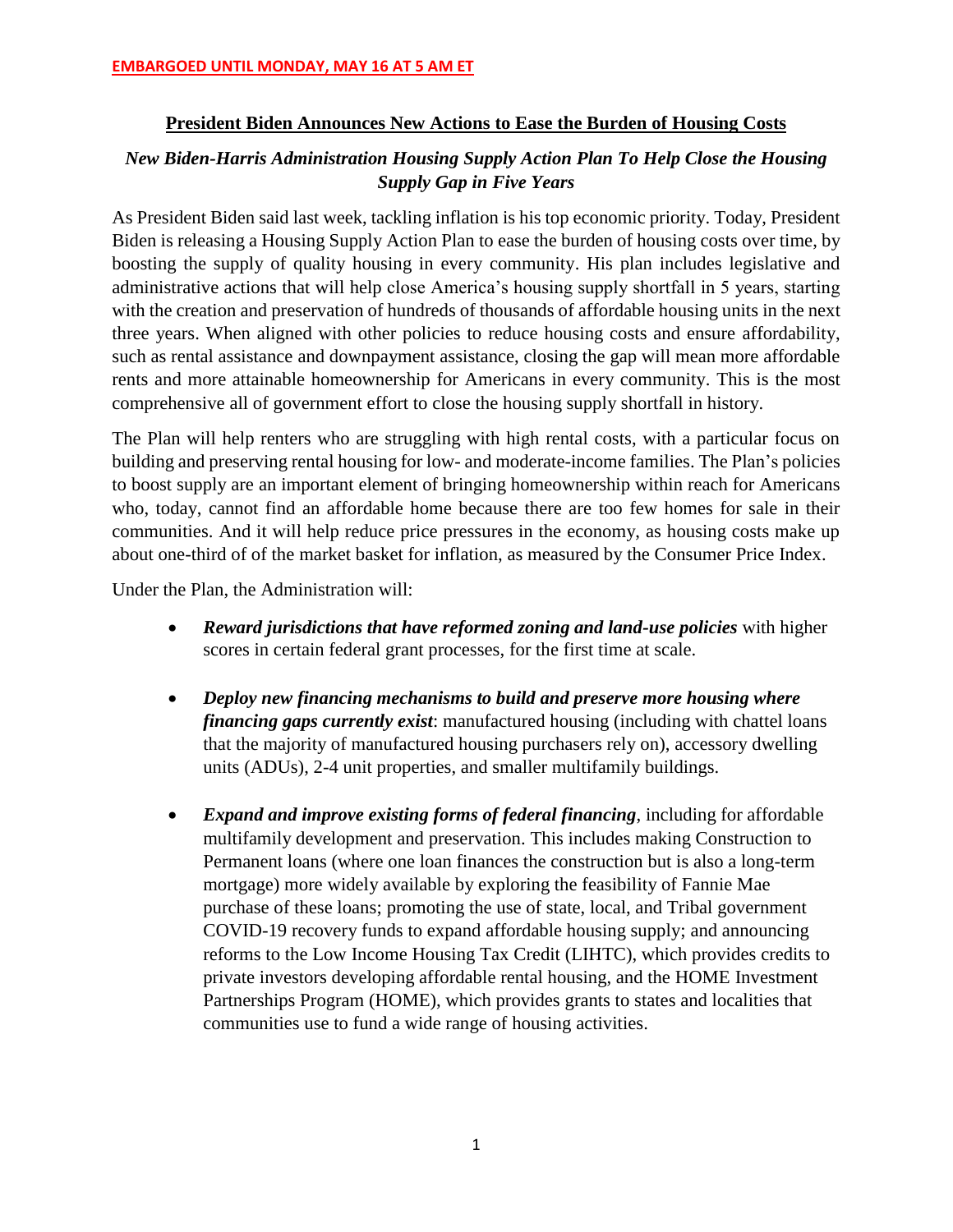**EMBARGOED UNTIL MONDAY, MAY 16 AT 5 AM ET**

# President Biden Announces New Actions to Ease the Burden of Housing Costs

## *New Biden-Harris Administration Housing Supply Action Plan To Help Close the Housing Supply Gap in Five Years*

As President Biden said last week, tackling inflation is his top economic priority. Today, President Biden is releasing a Housing Supply Action Plan to ease the burden of housing costs over time, by boosting the supply of quality housing in every community. His plan includes legislative and administrative actions that will help close America's housing supply shortfall in 5 years, starting with the creation and preservation of hundreds of thousands of affordable housing units in the next three years. When aligned with other policies to reduce housing costs and ensure affordability, such as rental assistance and downpayment assistance, closing the gap will mean more affordable rents and more attainable homeownership for Americans in every community. This is the most comprehensive all of government effort to close the housing supply shortfall in history.

The Plan will help renters who are struggling with high rental costs, with a particular focus on building and preserving rental housing for low- and moderate-income families. The Plan's policies to boost supply are an important element of bringing homeownership within reach for Americans who, today, cannot find an affordable home because there are too few homes for sale in their communities. And it will help reduce price pressures in the economy, as housing costs make up about one-third of of the market basket for inflation, as measured by the Consumer Price Index.

Under the Plan, the Administration will:

- ***Reward jurisdictions that have reformed zoning and land-use policies*** with higher scores in certain federal grant processes, for the first time at scale.
- ***Deploy new financing mechanisms to build and preserve more housing where financing gaps currently exist***: manufactured housing (including with chattel loans that the majority of manufactured housing purchasers rely on), accessory dwelling units (ADUs), 2-4 unit properties, and smaller multifamily buildings.
- ***Expand and improve existing forms of federal financing***, including for affordable multifamily development and preservation. This includes making Construction to Permanent loans (where one loan finances the construction but is also a long-term mortgage) more widely available by exploring the feasibility of Fannie Mae purchase of these loans; promoting the use of state, local, and Tribal government COVID-19 recovery funds to expand affordable housing supply; and announcing reforms to the Low Income Housing Tax Credit (LIHTC), which provides credits to private investors developing affordable rental housing, and the HOME Investment Partnerships Program (HOME), which provides grants to states and localities that communities use to fund a wide range of housing activities.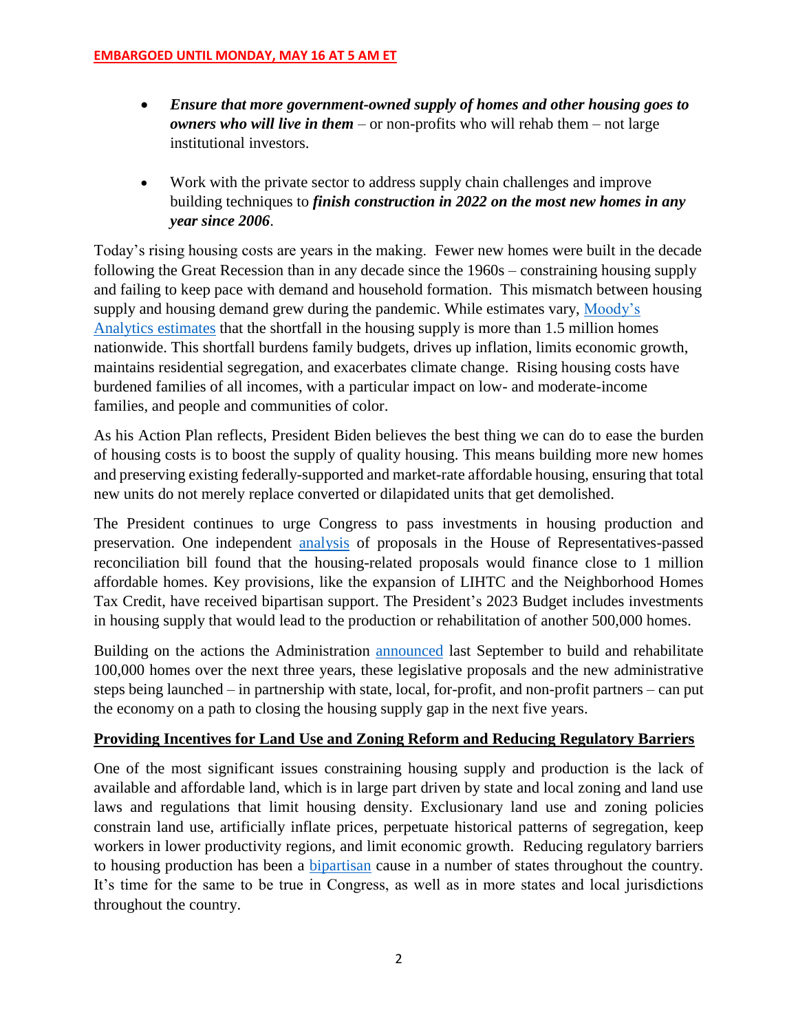**EMBARGOED UNTIL MONDAY, MAY 16 AT 5 AM ET**

- ***Ensure that more government-owned supply of homes and other housing goes to owners who will live in them*** – or non-profits who will rehab them – not large institutional investors.

- Work with the private sector to address supply chain challenges and improve building techniques to ***finish construction in 2022 on the most new homes in any year since 2006***.

Today's rising housing costs are years in the making. Fewer new homes were built in the decade following the Great Recession than in any decade since the 1960s – constraining housing supply and failing to keep pace with demand and household formation. This mismatch between housing supply and housing demand grew during the pandemic. While estimates vary, Moody's Analytics estimates that the shortfall in the housing supply is more than 1.5 million homes nationwide. This shortfall burdens family budgets, drives up inflation, limits economic growth, maintains residential segregation, and exacerbates climate change. Rising housing costs have burdened families of all incomes, with a particular impact on low- and moderate-income families, and people and communities of color.

As his Action Plan reflects, President Biden believes the best thing we can do to ease the burden of housing costs is to boost the supply of quality housing. This means building more new homes and preserving existing federally-supported and market-rate affordable housing, ensuring that total new units do not merely replace converted or dilapidated units that get demolished.

The President continues to urge Congress to pass investments in housing production and preservation. One independent analysis of proposals in the House of Representatives-passed reconciliation bill found that the housing-related proposals would finance close to 1 million affordable homes. Key provisions, like the expansion of LIHTC and the Neighborhood Homes Tax Credit, have received bipartisan support. The President's 2023 Budget includes investments in housing supply that would lead to the production or rehabilitation of another 500,000 homes.

Building on the actions the Administration announced last September to build and rehabilitate 100,000 homes over the next three years, these legislative proposals and the new administrative steps being launched – in partnership with state, local, for-profit, and non-profit partners – can put the economy on a path to closing the housing supply gap in the next five years.

## Providing Incentives for Land Use and Zoning Reform and Reducing Regulatory Barriers

One of the most significant issues constraining housing supply and production is the lack of available and affordable land, which is in large part driven by state and local zoning and land use laws and regulations that limit housing density. Exclusionary land use and zoning policies constrain land use, artificially inflate prices, perpetuate historical patterns of segregation, keep workers in lower productivity regions, and limit economic growth. Reducing regulatory barriers to housing production has been a bipartisan cause in a number of states throughout the country. It's time for the same to be true in Congress, as well as in more states and local jurisdictions throughout the country.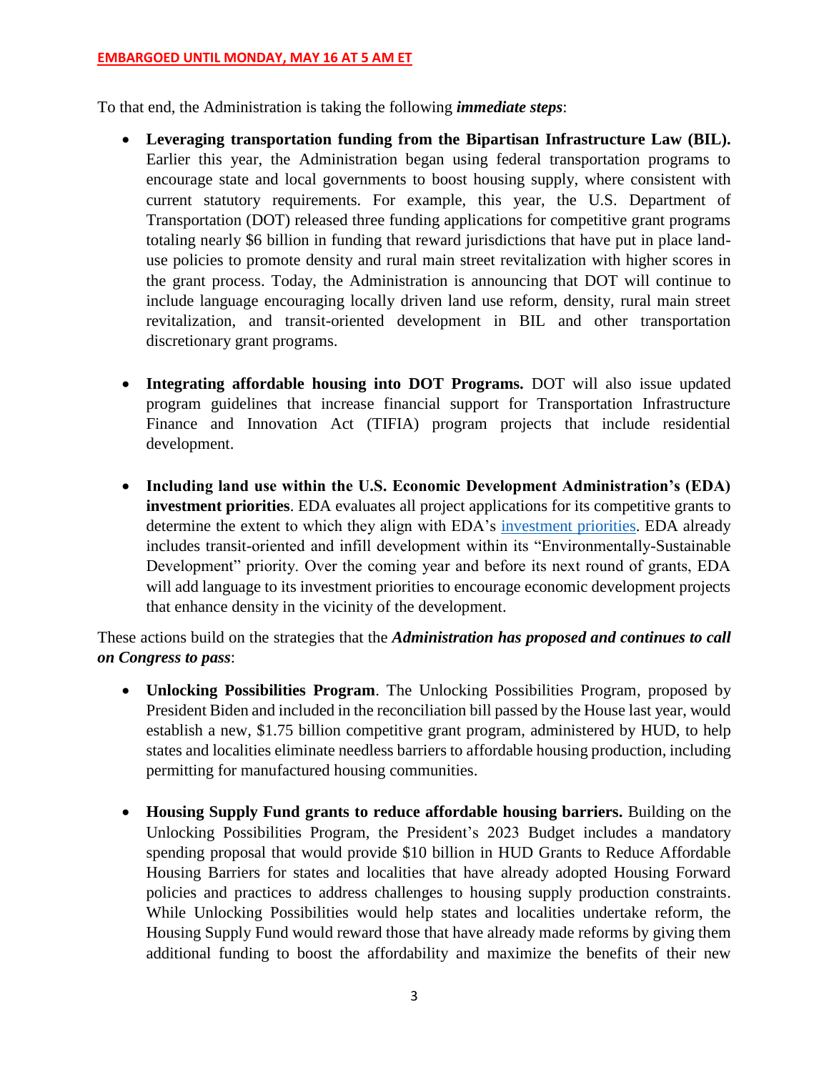**EMBARGOED UNTIL MONDAY, MAY 16 AT 5 AM ET**

To that end, the Administration is taking the following ***immediate steps***:

- **Leveraging transportation funding from the Bipartisan Infrastructure Law (BIL).** Earlier this year, the Administration began using federal transportation programs to encourage state and local governments to boost housing supply, where consistent with current statutory requirements. For example, this year, the U.S. Department of Transportation (DOT) released three funding applications for competitive grant programs totaling nearly $6 billion in funding that reward jurisdictions that have put in place land-use policies to promote density and rural main street revitalization with higher scores in the grant process. Today, the Administration is announcing that DOT will continue to include language encouraging locally driven land use reform, density, rural main street revitalization, and transit-oriented development in BIL and other transportation discretionary grant programs.

- **Integrating affordable housing into DOT Programs.** DOT will also issue updated program guidelines that increase financial support for Transportation Infrastructure Finance and Innovation Act (TIFIA) program projects that include residential development.

- **Including land use within the U.S. Economic Development Administration's (EDA) investment priorities**. EDA evaluates all project applications for its competitive grants to determine the extent to which they align with EDA's investment priorities. EDA already includes transit-oriented and infill development within its "Environmentally-Sustainable Development" priority. Over the coming year and before its next round of grants, EDA will add language to its investment priorities to encourage economic development projects that enhance density in the vicinity of the development.

These actions build on the strategies that the ***Administration has proposed and continues to call on Congress to pass***:

- **Unlocking Possibilities Program**. The Unlocking Possibilities Program, proposed by President Biden and included in the reconciliation bill passed by the House last year, would establish a new, $1.75 billion competitive grant program, administered by HUD, to help states and localities eliminate needless barriers to affordable housing production, including permitting for manufactured housing communities.

- **Housing Supply Fund grants to reduce affordable housing barriers.** Building on the Unlocking Possibilities Program, the President's 2023 Budget includes a mandatory spending proposal that would provide $10 billion in HUD Grants to Reduce Affordable Housing Barriers for states and localities that have already adopted Housing Forward policies and practices to address challenges to housing supply production constraints. While Unlocking Possibilities would help states and localities undertake reform, the Housing Supply Fund would reward those that have already made reforms by giving them additional funding to boost the affordability and maximize the benefits of their new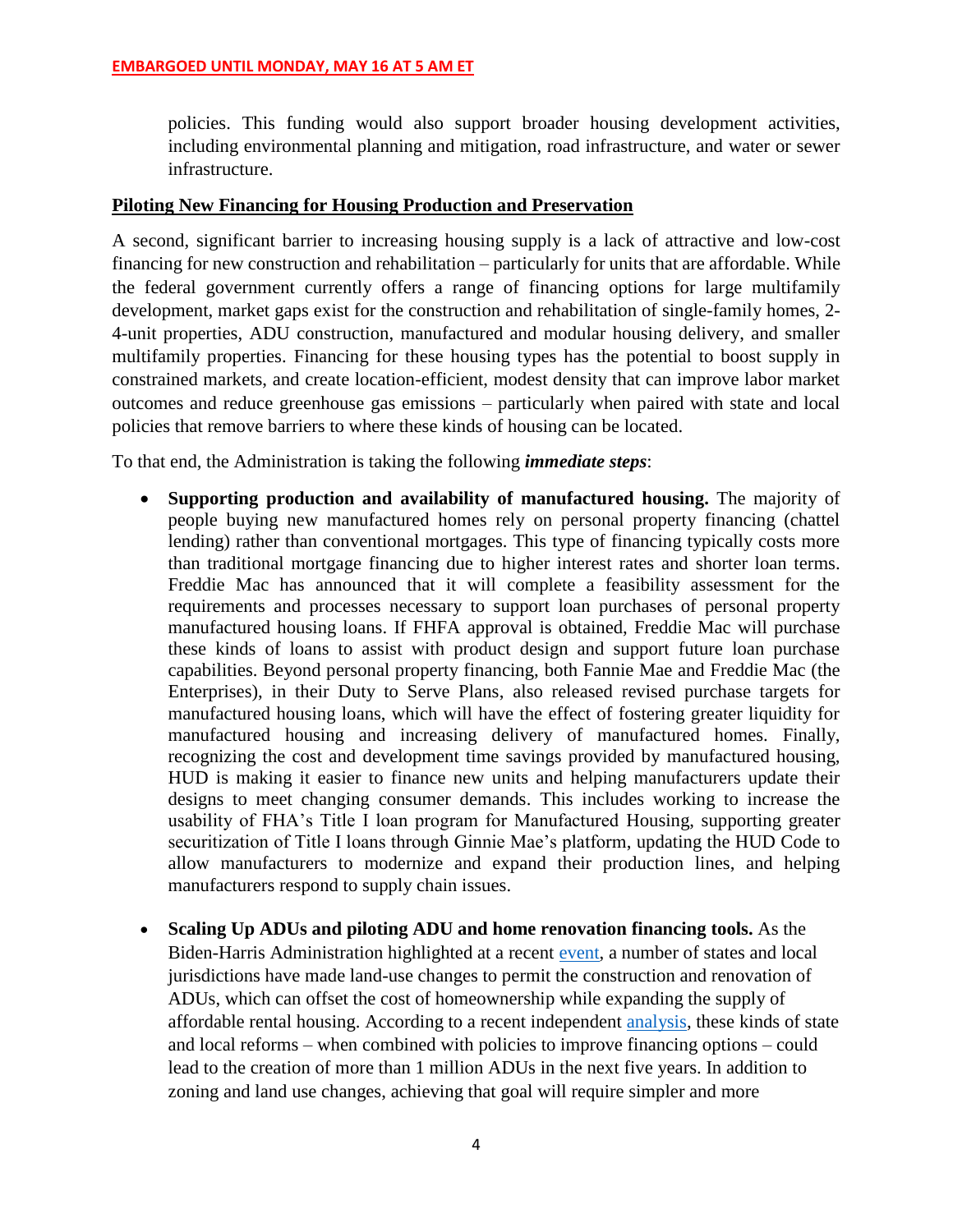policies. This funding would also support broader housing development activities, including environmental planning and mitigation, road infrastructure, and water or sewer infrastructure.

**Piloting New Financing for Housing Production and Preservation**

A second, significant barrier to increasing housing supply is a lack of attractive and low-cost financing for new construction and rehabilitation – particularly for units that are affordable. While the federal government currently offers a range of financing options for large multifamily development, market gaps exist for the construction and rehabilitation of single-family homes, 2-4-unit properties, ADU construction, manufactured and modular housing delivery, and smaller multifamily properties. Financing for these housing types has the potential to boost supply in constrained markets, and create location-efficient, modest density that can improve labor market outcomes and reduce greenhouse gas emissions – particularly when paired with state and local policies that remove barriers to where these kinds of housing can be located.

To that end, the Administration is taking the following ***immediate steps***:

- **Supporting production and availability of manufactured housing.** The majority of people buying new manufactured homes rely on personal property financing (chattel lending) rather than conventional mortgages. This type of financing typically costs more than traditional mortgage financing due to higher interest rates and shorter loan terms. Freddie Mac has announced that it will complete a feasibility assessment for the requirements and processes necessary to support loan purchases of personal property manufactured housing loans. If FHFA approval is obtained, Freddie Mac will purchase these kinds of loans to assist with product design and support future loan purchase capabilities. Beyond personal property financing, both Fannie Mae and Freddie Mac (the Enterprises), in their Duty to Serve Plans, also released revised purchase targets for manufactured housing loans, which will have the effect of fostering greater liquidity for manufactured housing and increasing delivery of manufactured homes. Finally, recognizing the cost and development time savings provided by manufactured housing, HUD is making it easier to finance new units and helping manufacturers update their designs to meet changing consumer demands. This includes working to increase the usability of FHA's Title I loan program for Manufactured Housing, supporting greater securitization of Title I loans through Ginnie Mae's platform, updating the HUD Code to allow manufacturers to modernize and expand their production lines, and helping manufacturers respond to supply chain issues.

- **Scaling Up ADUs and piloting ADU and home renovation financing tools.** As the Biden-Harris Administration highlighted at a recent event, a number of states and local jurisdictions have made land-use changes to permit the construction and renovation of ADUs, which can offset the cost of homeownership while expanding the supply of affordable rental housing. According to a recent independent analysis, these kinds of state and local reforms – when combined with policies to improve financing options – could lead to the creation of more than 1 million ADUs in the next five years. In addition to zoning and land use changes, achieving that goal will require simpler and more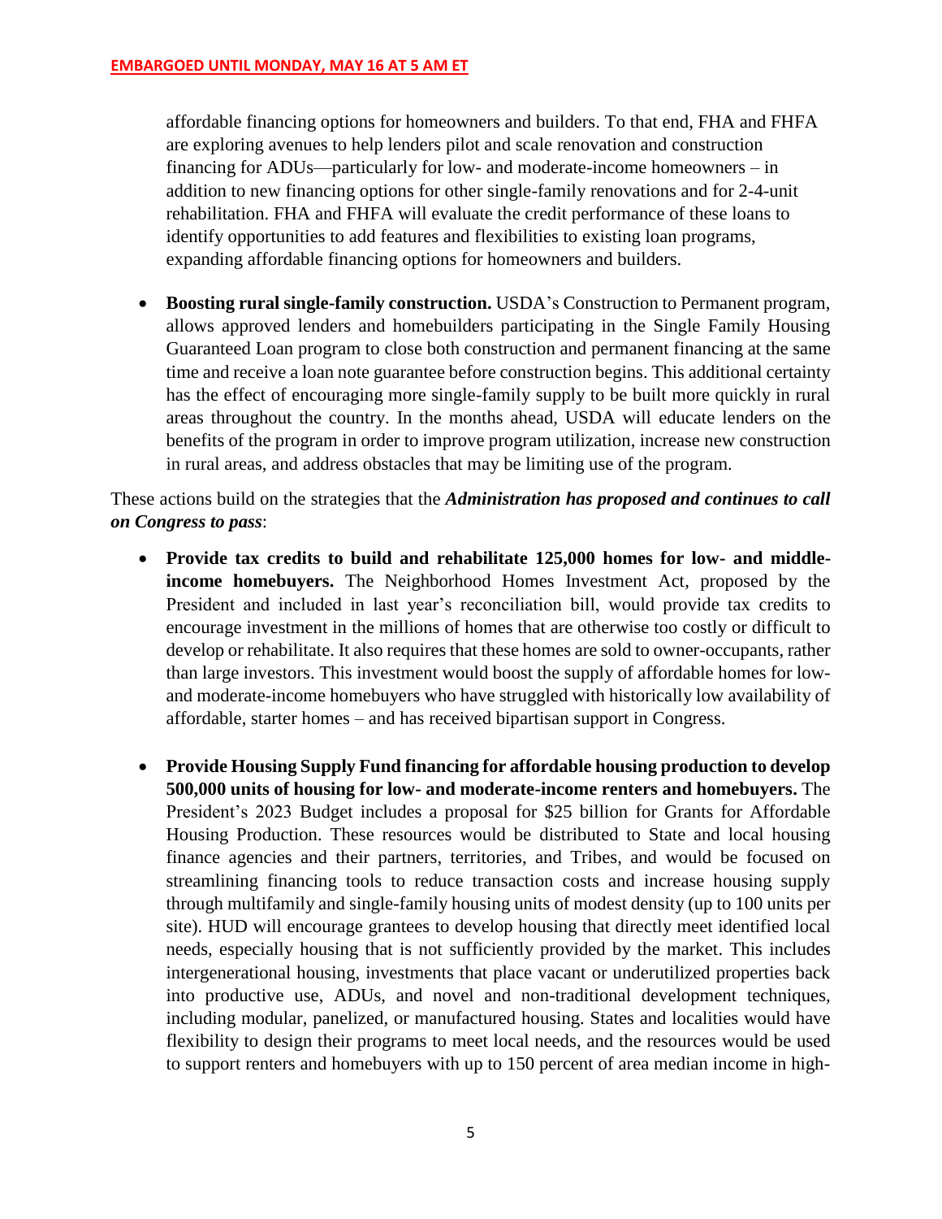affordable financing options for homeowners and builders. To that end, FHA and FHFA are exploring avenues to help lenders pilot and scale renovation and construction financing for ADUs—particularly for low- and moderate-income homeowners – in addition to new financing options for other single-family renovations and for 2-4-unit rehabilitation. FHA and FHFA will evaluate the credit performance of these loans to identify opportunities to add features and flexibilities to existing loan programs, expanding affordable financing options for homeowners and builders.

- **Boosting rural single-family construction.** USDA's Construction to Permanent program, allows approved lenders and homebuilders participating in the Single Family Housing Guaranteed Loan program to close both construction and permanent financing at the same time and receive a loan note guarantee before construction begins. This additional certainty has the effect of encouraging more single-family supply to be built more quickly in rural areas throughout the country. In the months ahead, USDA will educate lenders on the benefits of the program in order to improve program utilization, increase new construction in rural areas, and address obstacles that may be limiting use of the program.

These actions build on the strategies that the ***Administration has proposed and continues to call on Congress to pass***:

- **Provide tax credits to build and rehabilitate 125,000 homes for low- and middle-income homebuyers.** The Neighborhood Homes Investment Act, proposed by the President and included in last year's reconciliation bill, would provide tax credits to encourage investment in the millions of homes that are otherwise too costly or difficult to develop or rehabilitate. It also requires that these homes are sold to owner-occupants, rather than large investors. This investment would boost the supply of affordable homes for low- and moderate-income homebuyers who have struggled with historically low availability of affordable, starter homes – and has received bipartisan support in Congress.

- **Provide Housing Supply Fund financing for affordable housing production to develop 500,000 units of housing for low- and moderate-income renters and homebuyers.** The President's 2023 Budget includes a proposal for $25 billion for Grants for Affordable Housing Production. These resources would be distributed to State and local housing finance agencies and their partners, territories, and Tribes, and would be focused on streamlining financing tools to reduce transaction costs and increase housing supply through multifamily and single-family housing units of modest density (up to 100 units per site). HUD will encourage grantees to develop housing that directly meet identified local needs, especially housing that is not sufficiently provided by the market. This includes intergenerational housing, investments that place vacant or underutilized properties back into productive use, ADUs, and novel and non-traditional development techniques, including modular, panelized, or manufactured housing. States and localities would have flexibility to design their programs to meet local needs, and the resources would be used to support renters and homebuyers with up to 150 percent of area median income in high-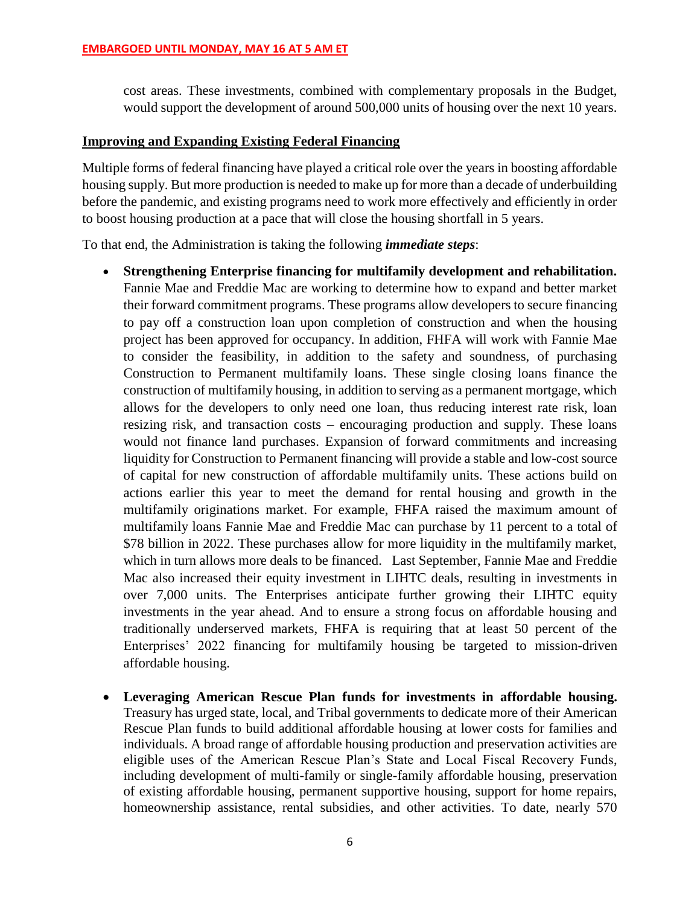cost areas. These investments, combined with complementary proposals in the Budget, would support the development of around 500,000 units of housing over the next 10 years.

## Improving and Expanding Existing Federal Financing

Multiple forms of federal financing have played a critical role over the years in boosting affordable housing supply. But more production is needed to make up for more than a decade of underbuilding before the pandemic, and existing programs need to work more effectively and efficiently in order to boost housing production at a pace that will close the housing shortfall in 5 years.

To that end, the Administration is taking the following ***immediate steps***:

- **Strengthening Enterprise financing for multifamily development and rehabilitation.** Fannie Mae and Freddie Mac are working to determine how to expand and better market their forward commitment programs. These programs allow developers to secure financing to pay off a construction loan upon completion of construction and when the housing project has been approved for occupancy. In addition, FHFA will work with Fannie Mae to consider the feasibility, in addition to the safety and soundness, of purchasing Construction to Permanent multifamily loans. These single closing loans finance the construction of multifamily housing, in addition to serving as a permanent mortgage, which allows for the developers to only need one loan, thus reducing interest rate risk, loan resizing risk, and transaction costs – encouraging production and supply. These loans would not finance land purchases. Expansion of forward commitments and increasing liquidity for Construction to Permanent financing will provide a stable and low-cost source of capital for new construction of affordable multifamily units. These actions build on actions earlier this year to meet the demand for rental housing and growth in the multifamily originations market. For example, FHFA raised the maximum amount of multifamily loans Fannie Mae and Freddie Mac can purchase by 11 percent to a total of $78 billion in 2022. These purchases allow for more liquidity in the multifamily market, which in turn allows more deals to be financed. Last September, Fannie Mae and Freddie Mac also increased their equity investment in LIHTC deals, resulting in investments in over 7,000 units. The Enterprises anticipate further growing their LIHTC equity investments in the year ahead. And to ensure a strong focus on affordable housing and traditionally underserved markets, FHFA is requiring that at least 50 percent of the Enterprises' 2022 financing for multifamily housing be targeted to mission-driven affordable housing.

- **Leveraging American Rescue Plan funds for investments in affordable housing.** Treasury has urged state, local, and Tribal governments to dedicate more of their American Rescue Plan funds to build additional affordable housing at lower costs for families and individuals. A broad range of affordable housing production and preservation activities are eligible uses of the American Rescue Plan's State and Local Fiscal Recovery Funds, including development of multi-family or single-family affordable housing, preservation of existing affordable housing, permanent supportive housing, support for home repairs, homeownership assistance, rental subsidies, and other activities. To date, nearly 570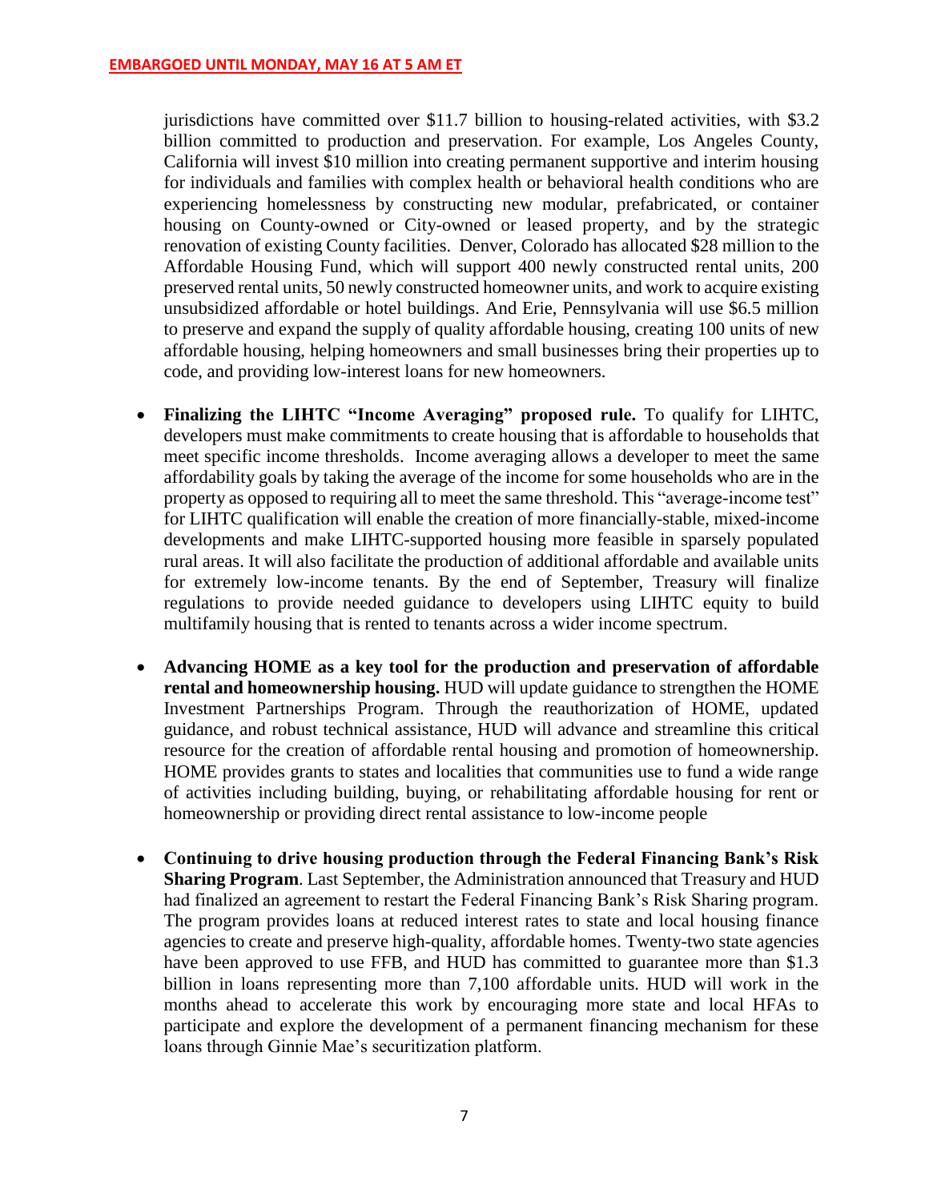jurisdictions have committed over $11.7 billion to housing-related activities, with $3.2 billion committed to production and preservation. For example, Los Angeles County, California will invest $10 million into creating permanent supportive and interim housing for individuals and families with complex health or behavioral health conditions who are experiencing homelessness by constructing new modular, prefabricated, or container housing on County-owned or City-owned or leased property, and by the strategic renovation of existing County facilities. Denver, Colorado has allocated $28 million to the Affordable Housing Fund, which will support 400 newly constructed rental units, 200 preserved rental units, 50 newly constructed homeowner units, and work to acquire existing unsubsidized affordable or hotel buildings. And Erie, Pennsylvania will use $6.5 million to preserve and expand the supply of quality affordable housing, creating 100 units of new affordable housing, helping homeowners and small businesses bring their properties up to code, and providing low-interest loans for new homeowners.

- **Finalizing the LIHTC "Income Averaging" proposed rule.** To qualify for LIHTC, developers must make commitments to create housing that is affordable to households that meet specific income thresholds. Income averaging allows a developer to meet the same affordability goals by taking the average of the income for some households who are in the property as opposed to requiring all to meet the same threshold. This "average-income test" for LIHTC qualification will enable the creation of more financially-stable, mixed-income developments and make LIHTC-supported housing more feasible in sparsely populated rural areas. It will also facilitate the production of additional affordable and available units for extremely low-income tenants. By the end of September, Treasury will finalize regulations to provide needed guidance to developers using LIHTC equity to build multifamily housing that is rented to tenants across a wider income spectrum.

- **Advancing HOME as a key tool for the production and preservation of affordable rental and homeownership housing.** HUD will update guidance to strengthen the HOME Investment Partnerships Program. Through the reauthorization of HOME, updated guidance, and robust technical assistance, HUD will advance and streamline this critical resource for the creation of affordable rental housing and promotion of homeownership. HOME provides grants to states and localities that communities use to fund a wide range of activities including building, buying, or rehabilitating affordable housing for rent or homeownership or providing direct rental assistance to low-income people

- **Continuing to drive housing production through the Federal Financing Bank's Risk Sharing Program**. Last September, the Administration announced that Treasury and HUD had finalized an agreement to restart the Federal Financing Bank's Risk Sharing program. The program provides loans at reduced interest rates to state and local housing finance agencies to create and preserve high-quality, affordable homes. Twenty-two state agencies have been approved to use FFB, and HUD has committed to guarantee more than $1.3 billion in loans representing more than 7,100 affordable units. HUD will work in the months ahead to accelerate this work by encouraging more state and local HFAs to participate and explore the development of a permanent financing mechanism for these loans through Ginnie Mae's securitization platform.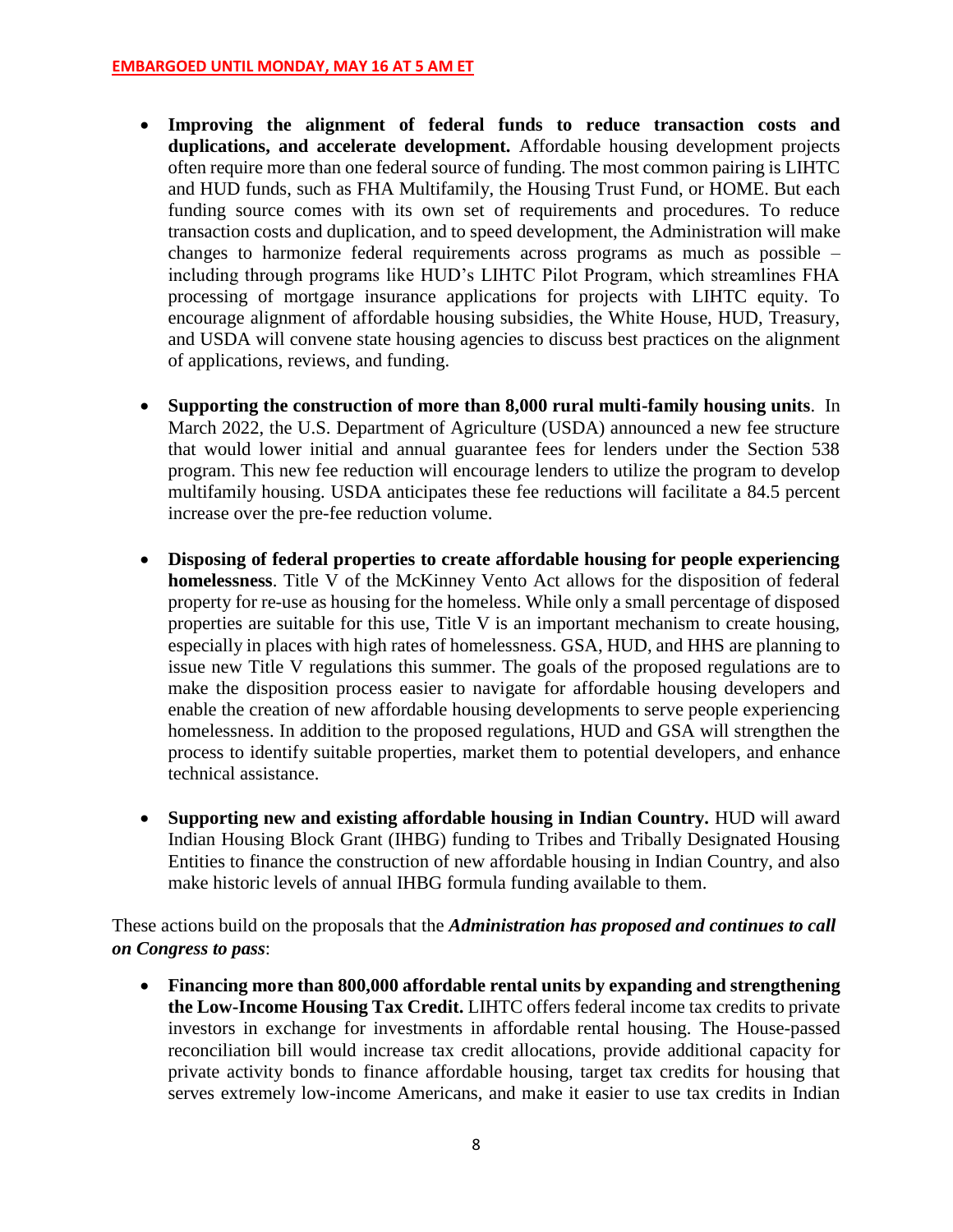- **Improving the alignment of federal funds to reduce transaction costs and duplications, and accelerate development.** Affordable housing development projects often require more than one federal source of funding. The most common pairing is LIHTC and HUD funds, such as FHA Multifamily, the Housing Trust Fund, or HOME. But each funding source comes with its own set of requirements and procedures. To reduce transaction costs and duplication, and to speed development, the Administration will make changes to harmonize federal requirements across programs as much as possible – including through programs like HUD's LIHTC Pilot Program, which streamlines FHA processing of mortgage insurance applications for projects with LIHTC equity. To encourage alignment of affordable housing subsidies, the White House, HUD, Treasury, and USDA will convene state housing agencies to discuss best practices on the alignment of applications, reviews, and funding.

- **Supporting the construction of more than 8,000 rural multi-family housing units**. In March 2022, the U.S. Department of Agriculture (USDA) announced a new fee structure that would lower initial and annual guarantee fees for lenders under the Section 538 program. This new fee reduction will encourage lenders to utilize the program to develop multifamily housing. USDA anticipates these fee reductions will facilitate a 84.5 percent increase over the pre-fee reduction volume.

- **Disposing of federal properties to create affordable housing for people experiencing homelessness**. Title V of the McKinney Vento Act allows for the disposition of federal property for re-use as housing for the homeless. While only a small percentage of disposed properties are suitable for this use, Title V is an important mechanism to create housing, especially in places with high rates of homelessness. GSA, HUD, and HHS are planning to issue new Title V regulations this summer. The goals of the proposed regulations are to make the disposition process easier to navigate for affordable housing developers and enable the creation of new affordable housing developments to serve people experiencing homelessness. In addition to the proposed regulations, HUD and GSA will strengthen the process to identify suitable properties, market them to potential developers, and enhance technical assistance.

- **Supporting new and existing affordable housing in Indian Country.** HUD will award Indian Housing Block Grant (IHBG) funding to Tribes and Tribally Designated Housing Entities to finance the construction of new affordable housing in Indian Country, and also make historic levels of annual IHBG formula funding available to them.

These actions build on the proposals that the ***Administration has proposed and continues to call on Congress to pass***:

- **Financing more than 800,000 affordable rental units by expanding and strengthening the Low-Income Housing Tax Credit.** LIHTC offers federal income tax credits to private investors in exchange for investments in affordable rental housing. The House-passed reconciliation bill would increase tax credit allocations, provide additional capacity for private activity bonds to finance affordable housing, target tax credits for housing that serves extremely low-income Americans, and make it easier to use tax credits in Indian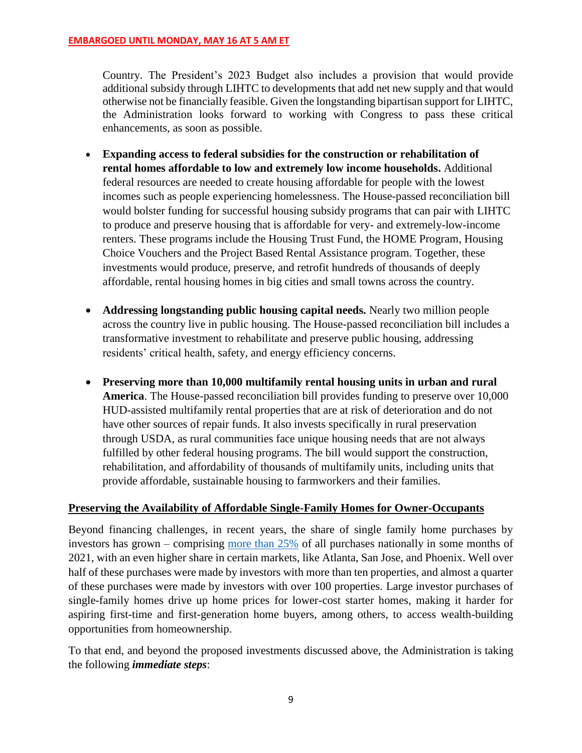Country. The President's 2023 Budget also includes a provision that would provide additional subsidy through LIHTC to developments that add net new supply and that would otherwise not be financially feasible. Given the longstanding bipartisan support for LIHTC, the Administration looks forward to working with Congress to pass these critical enhancements, as soon as possible.

- **Expanding access to federal subsidies for the construction or rehabilitation of rental homes affordable to low and extremely low income households.** Additional federal resources are needed to create housing affordable for people with the lowest incomes such as people experiencing homelessness. The House-passed reconciliation bill would bolster funding for successful housing subsidy programs that can pair with LIHTC to produce and preserve housing that is affordable for very- and extremely-low-income renters. These programs include the Housing Trust Fund, the HOME Program, Housing Choice Vouchers and the Project Based Rental Assistance program. Together, these investments would produce, preserve, and retrofit hundreds of thousands of deeply affordable, rental housing homes in big cities and small towns across the country.

- **Addressing longstanding public housing capital needs.** Nearly two million people across the country live in public housing. The House-passed reconciliation bill includes a transformative investment to rehabilitate and preserve public housing, addressing residents' critical health, safety, and energy efficiency concerns.

- **Preserving more than 10,000 multifamily rental housing units in urban and rural America**. The House-passed reconciliation bill provides funding to preserve over 10,000 HUD-assisted multifamily rental properties that are at risk of deterioration and do not have other sources of repair funds. It also invests specifically in rural preservation through USDA, as rural communities face unique housing needs that are not always fulfilled by other federal housing programs. The bill would support the construction, rehabilitation, and affordability of thousands of multifamily units, including units that provide affordable, sustainable housing to farmworkers and their families.

**Preserving the Availability of Affordable Single-Family Homes for Owner-Occupants**

Beyond financing challenges, in recent years, the share of single family home purchases by investors has grown – comprising more than 25% of all purchases nationally in some months of 2021, with an even higher share in certain markets, like Atlanta, San Jose, and Phoenix. Well over half of these purchases were made by investors with more than ten properties, and almost a quarter of these purchases were made by investors with over 100 properties. Large investor purchases of single-family homes drive up home prices for lower-cost starter homes, making it harder for aspiring first-time and first-generation home buyers, among others, to access wealth-building opportunities from homeownership.

To that end, and beyond the proposed investments discussed above, the Administration is taking the following ***immediate steps***: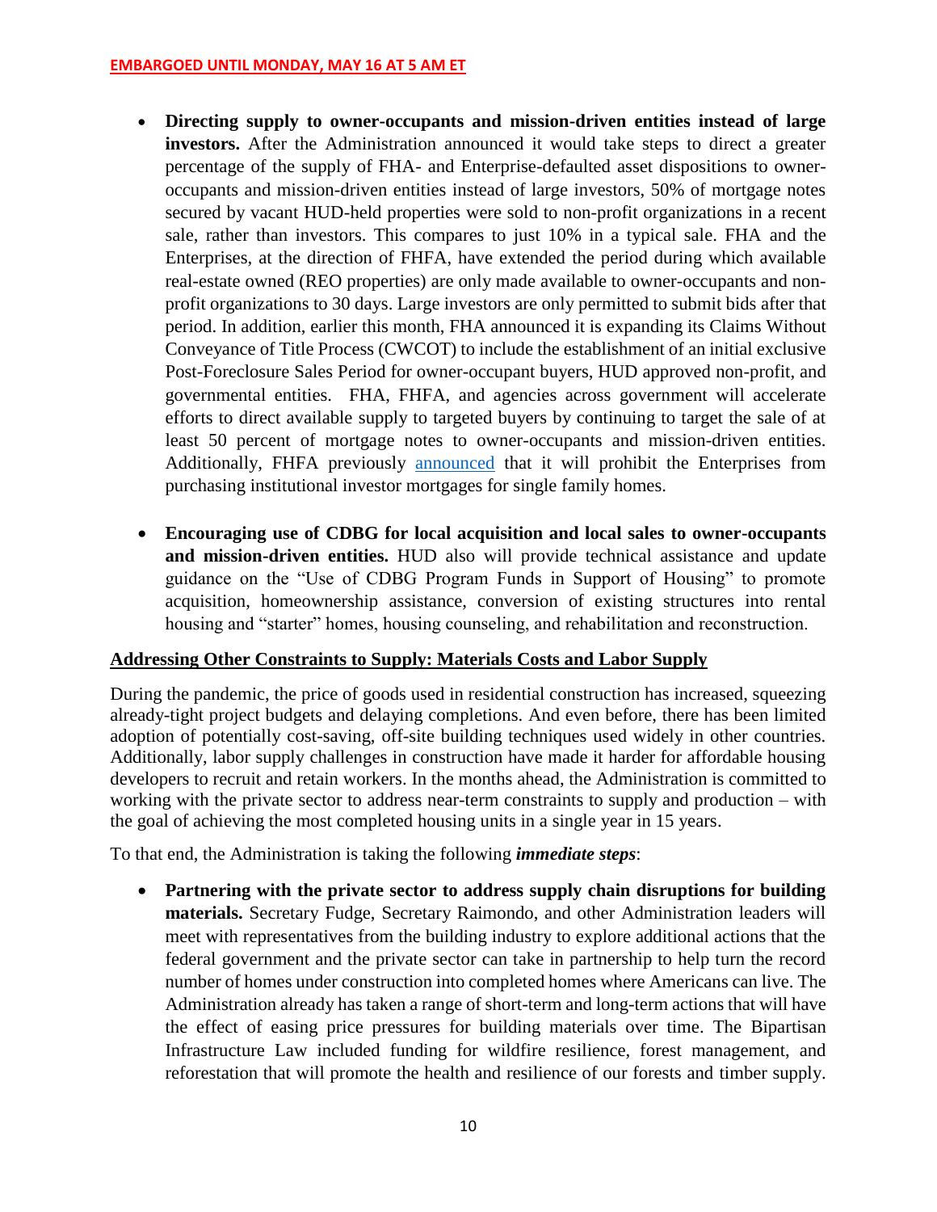- **Directing supply to owner-occupants and mission-driven entities instead of large investors.** After the Administration announced it would take steps to direct a greater percentage of the supply of FHA- and Enterprise-defaulted asset dispositions to owner-occupants and mission-driven entities instead of large investors, 50% of mortgage notes secured by vacant HUD-held properties were sold to non-profit organizations in a recent sale, rather than investors. This compares to just 10% in a typical sale. FHA and the Enterprises, at the direction of FHFA, have extended the period during which available real-estate owned (REO properties) are only made available to owner-occupants and non-profit organizations to 30 days. Large investors are only permitted to submit bids after that period. In addition, earlier this month, FHA announced it is expanding its Claims Without Conveyance of Title Process (CWCOT) to include the establishment of an initial exclusive Post-Foreclosure Sales Period for owner-occupant buyers, HUD approved non-profit, and governmental entities. FHA, FHFA, and agencies across government will accelerate efforts to direct available supply to targeted buyers by continuing to target the sale of at least 50 percent of mortgage notes to owner-occupants and mission-driven entities. Additionally, FHFA previously announced that it will prohibit the Enterprises from purchasing institutional investor mortgages for single family homes.

- **Encouraging use of CDBG for local acquisition and local sales to owner-occupants and mission-driven entities.** HUD also will provide technical assistance and update guidance on the "Use of CDBG Program Funds in Support of Housing" to promote acquisition, homeownership assistance, conversion of existing structures into rental housing and "starter" homes, housing counseling, and rehabilitation and reconstruction.

## Addressing Other Constraints to Supply: Materials Costs and Labor Supply

During the pandemic, the price of goods used in residential construction has increased, squeezing already-tight project budgets and delaying completions. And even before, there has been limited adoption of potentially cost-saving, off-site building techniques used widely in other countries. Additionally, labor supply challenges in construction have made it harder for affordable housing developers to recruit and retain workers. In the months ahead, the Administration is committed to working with the private sector to address near-term constraints to supply and production – with the goal of achieving the most completed housing units in a single year in 15 years.

To that end, the Administration is taking the following ***immediate steps***:

- **Partnering with the private sector to address supply chain disruptions for building materials.** Secretary Fudge, Secretary Raimondo, and other Administration leaders will meet with representatives from the building industry to explore additional actions that the federal government and the private sector can take in partnership to help turn the record number of homes under construction into completed homes where Americans can live. The Administration already has taken a range of short-term and long-term actions that will have the effect of easing price pressures for building materials over time. The Bipartisan Infrastructure Law included funding for wildfire resilience, forest management, and reforestation that will promote the health and resilience of our forests and timber supply.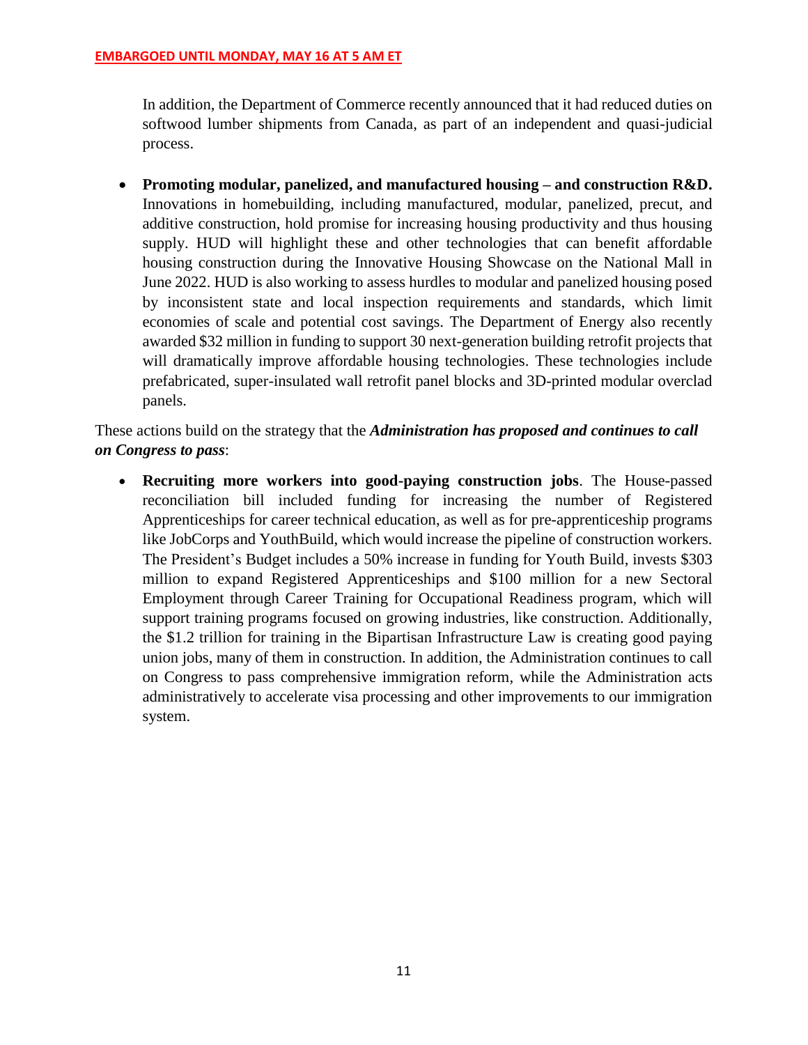In addition, the Department of Commerce recently announced that it had reduced duties on softwood lumber shipments from Canada, as part of an independent and quasi-judicial process.

- **Promoting modular, panelized, and manufactured housing – and construction R&D.** Innovations in homebuilding, including manufactured, modular, panelized, precut, and additive construction, hold promise for increasing housing productivity and thus housing supply. HUD will highlight these and other technologies that can benefit affordable housing construction during the Innovative Housing Showcase on the National Mall in June 2022. HUD is also working to assess hurdles to modular and panelized housing posed by inconsistent state and local inspection requirements and standards, which limit economies of scale and potential cost savings. The Department of Energy also recently awarded $32 million in funding to support 30 next-generation building retrofit projects that will dramatically improve affordable housing technologies. These technologies include prefabricated, super-insulated wall retrofit panel blocks and 3D-printed modular overclad panels.

These actions build on the strategy that the ***Administration has proposed and continues to call on Congress to pass***:

- **Recruiting more workers into good-paying construction jobs**. The House-passed reconciliation bill included funding for increasing the number of Registered Apprenticeships for career technical education, as well as for pre-apprenticeship programs like JobCorps and YouthBuild, which would increase the pipeline of construction workers. The President's Budget includes a 50% increase in funding for Youth Build, invests $303 million to expand Registered Apprenticeships and $100 million for a new Sectoral Employment through Career Training for Occupational Readiness program, which will support training programs focused on growing industries, like construction. Additionally, the $1.2 trillion for training in the Bipartisan Infrastructure Law is creating good paying union jobs, many of them in construction. In addition, the Administration continues to call on Congress to pass comprehensive immigration reform, while the Administration acts administratively to accelerate visa processing and other improvements to our immigration system.